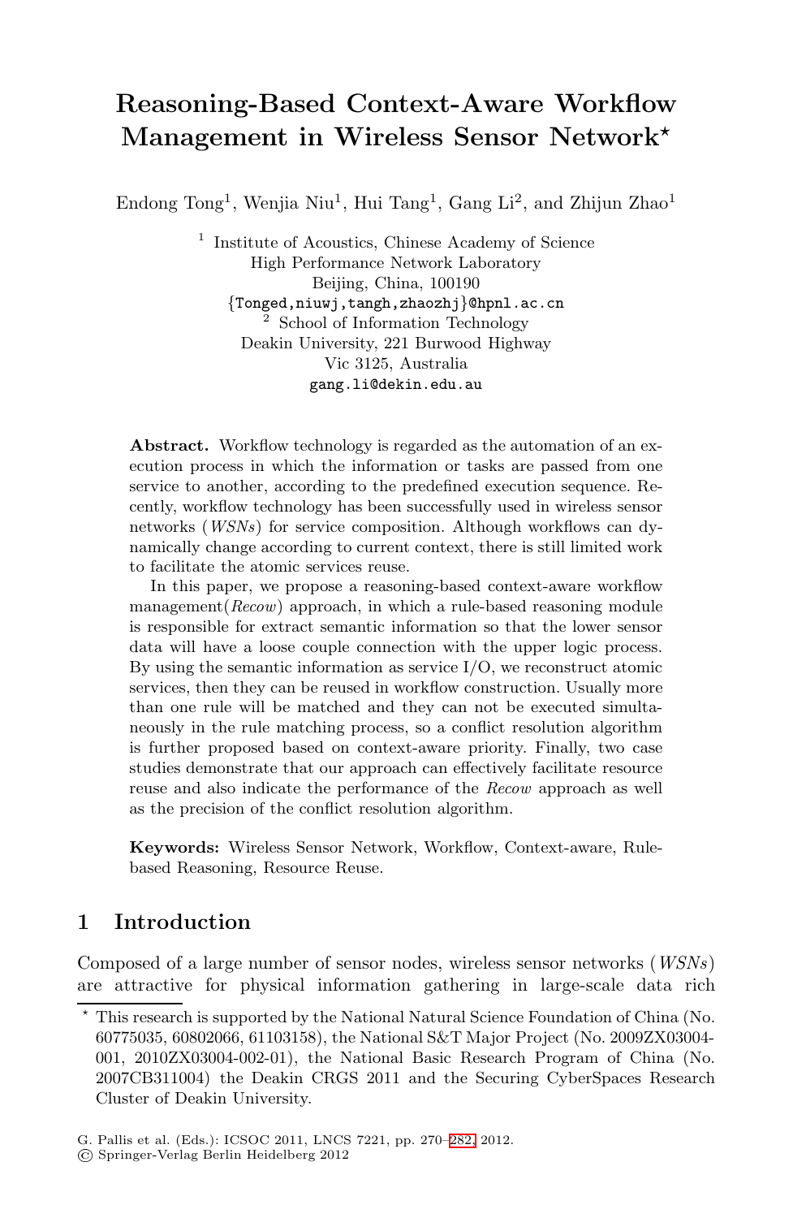# Reasoning-Based Context-Aware Workflow Management in Wireless Sensor Network*

Endong Tong[1], Wenjia Niu[1], Hui Tang[1], Gang Li[2], and Zhijun Zhao[1]

[1] Institute of Acoustics, Chinese Academy of Science
High Performance Network Laboratory
Beijing, China, 100190
{Tonged,niuwj,tangh,zhaozhj}@hpnl.ac.cn

[2] School of Information Technology
Deakin University, 221 Burwood Highway
Vic 3125, Australia
gang.li@dekin.edu.au

**Abstract.** Workflow technology is regarded as the automation of an execution process in which the information or tasks are passed from one service to another, according to the predefined execution sequence. Recently, workflow technology has been successfully used in wireless sensor networks (*WSNs*) for service composition. Although workflows can dynamically change according to current context, there is still limited work to facilitate the atomic services reuse.

In this paper, we propose a reasoning-based context-aware workflow management(*Recow*) approach, in which a rule-based reasoning module is responsible for extract semantic information so that the lower sensor data will have a loose couple connection with the upper logic process. By using the semantic information as service I/O, we reconstruct atomic services, then they can be reused in workflow construction. Usually more than one rule will be matched and they can not be executed simultaneously in the rule matching process, so a conflict resolution algorithm is further proposed based on context-aware priority. Finally, two case studies demonstrate that our approach can effectively facilitate resource reuse and also indicate the performance of the *Recow* approach as well as the precision of the conflict resolution algorithm.

**Keywords:** Wireless Sensor Network, Workflow, Context-aware, Rule-based Reasoning, Resource Reuse.

## 1 Introduction

Composed of a large number of sensor nodes, wireless sensor networks (*WSNs*) are attractive for physical information gathering in large-scale data rich

* This research is supported by the National Natural Science Foundation of China (No. 60775035, 60802066, 61103158), the National S&T Major Project (No. 2009ZX03004-001, 2010ZX03004-002-01), the National Basic Research Program of China (No. 2007CB311004) the Deakin CRGS 2011 and the Securing CyberSpaces Research Cluster of Deakin University.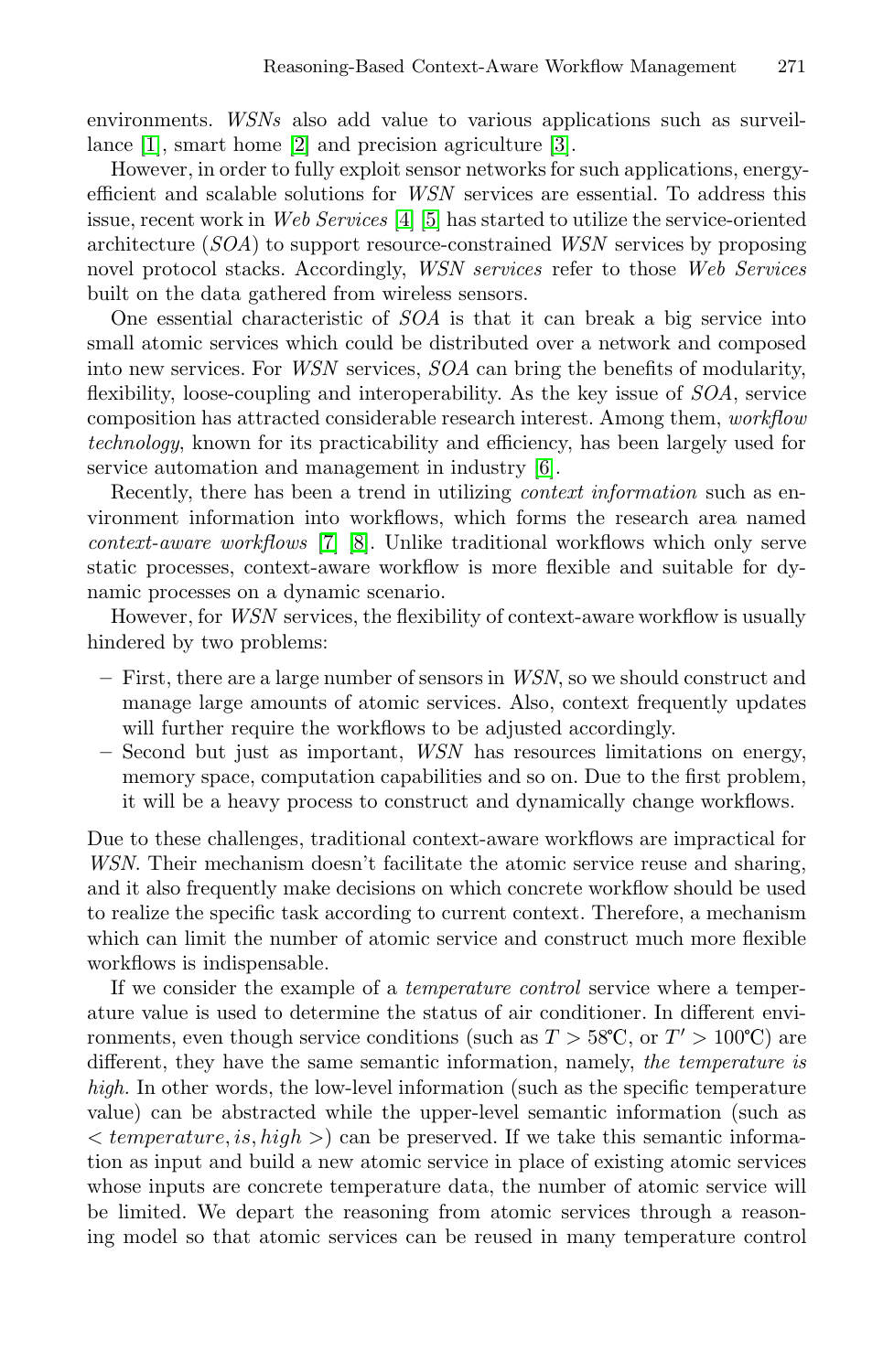environments. *WSNs* also add value to various applications such as surveillance [1], smart home [2] and precision agriculture [3].

However, in order to fully exploit sensor networks for such applications, energy-efficient and scalable solutions for *WSN* services are essential. To address this issue, recent work in *Web Services* [4] [5] has started to utilize the service-oriented architecture (*SOA*) to support resource-constrained *WSN* services by proposing novel protocol stacks. Accordingly, *WSN services* refer to those *Web Services* built on the data gathered from wireless sensors.

One essential characteristic of *SOA* is that it can break a big service into small atomic services which could be distributed over a network and composed into new services. For *WSN* services, *SOA* can bring the benefits of modularity, flexibility, loose-coupling and interoperability. As the key issue of *SOA*, service composition has attracted considerable research interest. Among them, *workflow technology*, known for its practicability and efficiency, has been largely used for service automation and management in industry [6].

Recently, there has been a trend in utilizing *context information* such as environment information into workflows, which forms the research area named *context-aware workflows* [7] [8]. Unlike traditional workflows which only serve static processes, context-aware workflow is more flexible and suitable for dynamic processes on a dynamic scenario.

However, for *WSN* services, the flexibility of context-aware workflow is usually hindered by two problems:

- First, there are a large number of sensors in *WSN*, so we should construct and manage large amounts of atomic services. Also, context frequently updates will further require the workflows to be adjusted accordingly.
- Second but just as important, *WSN* has resources limitations on energy, memory space, computation capabilities and so on. Due to the first problem, it will be a heavy process to construct and dynamically change workflows.

Due to these challenges, traditional context-aware workflows are impractical for *WSN*. Their mechanism doesn't facilitate the atomic service reuse and sharing, and it also frequently make decisions on which concrete workflow should be used to realize the specific task according to current context. Therefore, a mechanism which can limit the number of atomic service and construct much more flexible workflows is indispensable.

If we consider the example of a *temperature control* service where a temperature value is used to determine the status of air conditioner. In different environments, even though service conditions (such as $T > 58$℃, or $T' > 100$℃) are different, they have the same semantic information, namely, *the temperature is high.* In other words, the low-level information (such as the specific temperature value) can be abstracted while the upper-level semantic information (such as $< temperature, is, high >$) can be preserved. If we take this semantic information as input and build a new atomic service in place of existing atomic services whose inputs are concrete temperature data, the number of atomic service will be limited. We depart the reasoning from atomic services through a reasoning model so that atomic services can be reused in many temperature control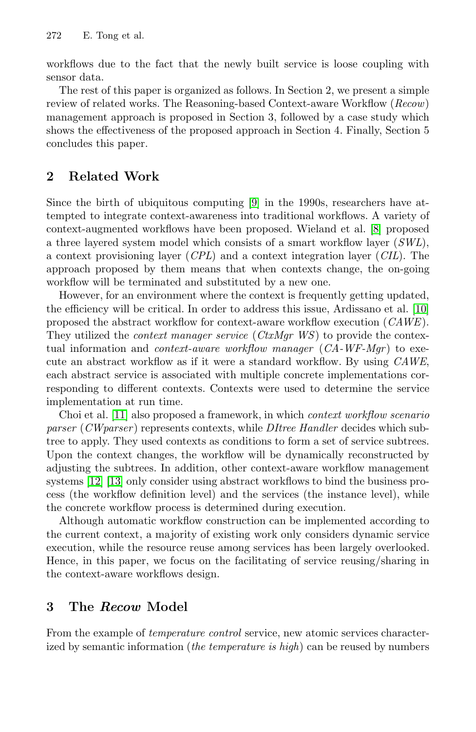workflows due to the fact that the newly built service is loose coupling with sensor data.

The rest of this paper is organized as follows. In Section 2, we present a simple review of related works. The Reasoning-based Context-aware Workflow (*Recow*) management approach is proposed in Section 3, followed by a case study which shows the effectiveness of the proposed approach in Section 4. Finally, Section 5 concludes this paper.

## 2 Related Work

Since the birth of ubiquitous computing [9] in the 1990s, researchers have attempted to integrate context-awareness into traditional workflows. A variety of context-augmented workflows have been proposed. Wieland et al. [8] proposed a three layered system model which consists of a smart workflow layer (*SWL*), a context provisioning layer (*CPL*) and a context integration layer (*CIL*). The approach proposed by them means that when contexts change, the on-going workflow will be terminated and substituted by a new one.

However, for an environment where the context is frequently getting updated, the efficiency will be critical. In order to address this issue, Ardissano et al. [10] proposed the abstract workflow for context-aware workflow execution (*CAWE*). They utilized the *context manager service* (*CtxMgr WS*) to provide the contextual information and *context-aware workflow manager* (*CA-WF-Mgr*) to execute an abstract workflow as if it were a standard workflow. By using *CAWE*, each abstract service is associated with multiple concrete implementations corresponding to different contexts. Contexts were used to determine the service implementation at run time.

Choi et al. [11] also proposed a framework, in which *context workflow scenario parser* (*CWparser*) represents contexts, while *DItree Handler* decides which subtree to apply. They used contexts as conditions to form a set of service subtrees. Upon the context changes, the workflow will be dynamically reconstructed by adjusting the subtrees. In addition, other context-aware workflow management systems [12] [13] only consider using abstract workflows to bind the business process (the workflow definition level) and the services (the instance level), while the concrete workflow process is determined during execution.

Although automatic workflow construction can be implemented according to the current context, a majority of existing work only considers dynamic service execution, while the resource reuse among services has been largely overlooked. Hence, in this paper, we focus on the facilitating of service reusing/sharing in the context-aware workflows design.

## 3 The *Recow* Model

From the example of *temperature control* service, new atomic services characterized by semantic information (*the temperature is high*) can be reused by numbers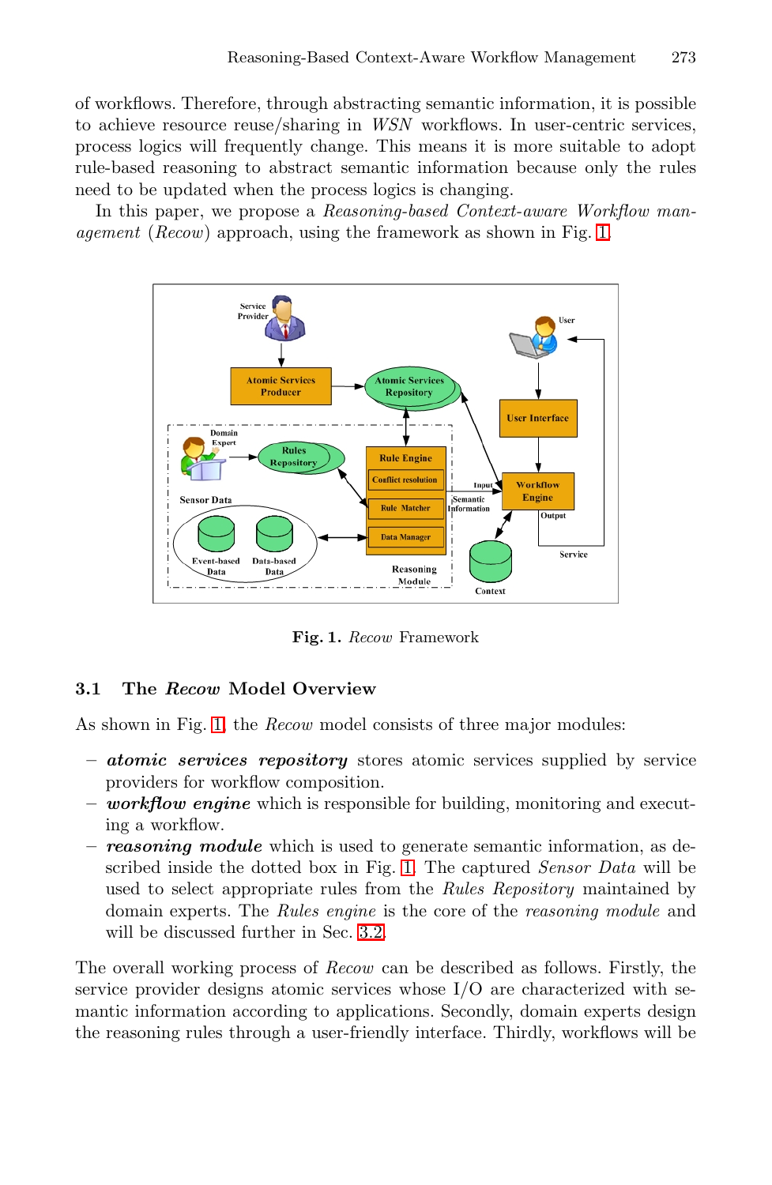of workflows. Therefore, through abstracting semantic information, it is possible to achieve resource reuse/sharing in *WSN* workflows. In user-centric services, process logics will frequently change. This means it is more suitable to adopt rule-based reasoning to abstract semantic information because only the rules need to be updated when the process logics is changing.

In this paper, we propose a *Reasoning-based Context-aware Workflow management* (*Recow*) approach, using the framework as shown in Fig. 1.

**Fig. 1.** *Recow* Framework

### 3.1 The *Recow* Model Overview

As shown in Fig. 1, the *Recow* model consists of three major modules:

- ***atomic services repository*** stores atomic services supplied by service providers for workflow composition.
- ***workflow engine*** which is responsible for building, monitoring and executing a workflow.
- ***reasoning module*** which is used to generate semantic information, as described inside the dotted box in Fig. 1. The captured *Sensor Data* will be used to select appropriate rules from the *Rules Repository* maintained by domain experts. The *Rules engine* is the core of the *reasoning module* and will be discussed further in Sec. 3.2.

The overall working process of *Recow* can be described as follows. Firstly, the service provider designs atomic services whose I/O are characterized with semantic information according to applications. Secondly, domain experts design the reasoning rules through a user-friendly interface. Thirdly, workflows will be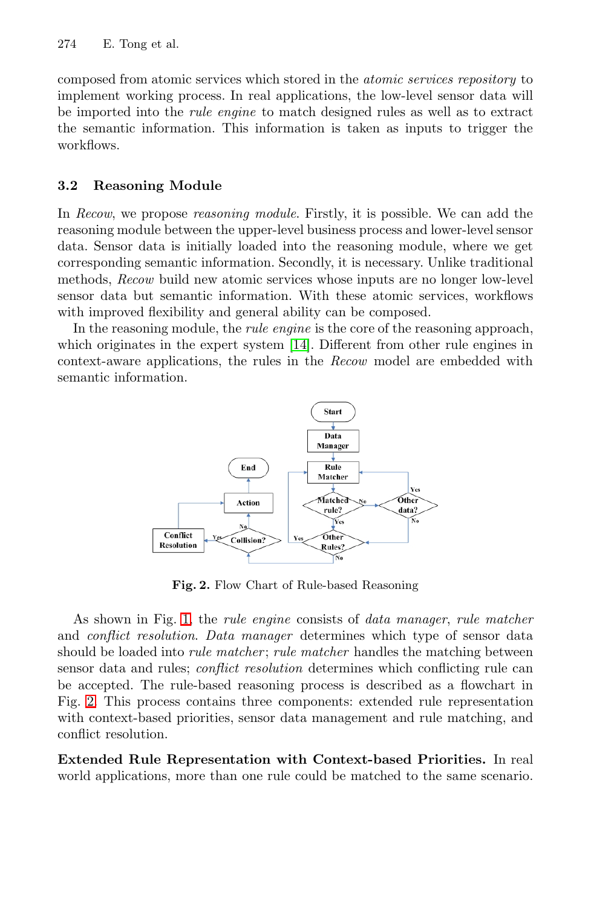composed from atomic services which stored in the *atomic services repository* to implement working process. In real applications, the low-level sensor data will be imported into the *rule engine* to match designed rules as well as to extract the semantic information. This information is taken as inputs to trigger the workflows.

### 3.2 Reasoning Module

In *Recow*, we propose *reasoning module*. Firstly, it is possible. We can add the reasoning module between the upper-level business process and lower-level sensor data. Sensor data is initially loaded into the reasoning module, where we get corresponding semantic information. Secondly, it is necessary. Unlike traditional methods, *Recow* build new atomic services whose inputs are no longer low-level sensor data but semantic information. With these atomic services, workflows with improved flexibility and general ability can be composed.

In the reasoning module, the *rule engine* is the core of the reasoning approach, which originates in the expert system [14]. Different from other rule engines in context-aware applications, the rules in the *Recow* model are embedded with semantic information.

**Fig. 2.** Flow Chart of Rule-based Reasoning

As shown in Fig. 1, the *rule engine* consists of *data manager*, *rule matcher* and *conflict resolution*. *Data manager* determines which type of sensor data should be loaded into *rule matcher*; *rule matcher* handles the matching between sensor data and rules; *conflict resolution* determines which conflicting rule can be accepted. The rule-based reasoning process is described as a flowchart in Fig. 2. This process contains three components: extended rule representation with context-based priorities, sensor data management and rule matching, and conflict resolution.

**Extended Rule Representation with Context-based Priorities.** In real world applications, more than one rule could be matched to the same scenario.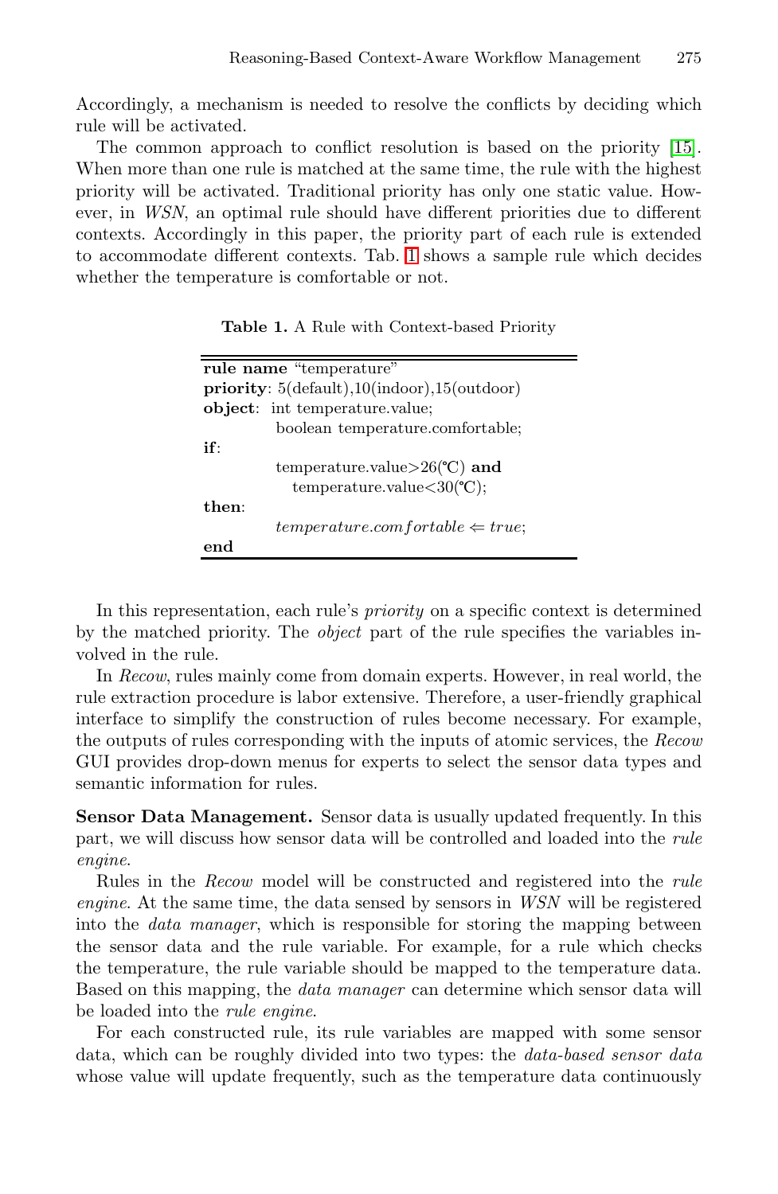Accordingly, a mechanism is needed to resolve the conflicts by deciding which rule will be activated.

The common approach to conflict resolution is based on the priority [15]. When more than one rule is matched at the same time, the rule with the highest priority will be activated. Traditional priority has only one static value. However, in *WSN*, an optimal rule should have different priorities due to different contexts. Accordingly in this paper, the priority part of each rule is extended to accommodate different contexts. Tab. 1 shows a sample rule which decides whether the temperature is comfortable or not.

**Table 1.** A Rule with Context-based Priority

```
rule name "temperature"
priority: 5(default),10(indoor),15(outdoor)
object:  int temperature.value;
         boolean temperature.comfortable;
if:
         temperature.value>26(℃) and
           temperature.value<30(℃);
then:
         temperature.comfortable ⇐ true;
end
```

In this representation, each rule's *priority* on a specific context is determined by the matched priority. The *object* part of the rule specifies the variables involved in the rule.

In *Recow*, rules mainly come from domain experts. However, in real world, the rule extraction procedure is labor extensive. Therefore, a user-friendly graphical interface to simplify the construction of rules become necessary. For example, the outputs of rules corresponding with the inputs of atomic services, the *Recow* GUI provides drop-down menus for experts to select the sensor data types and semantic information for rules.

**Sensor Data Management.** Sensor data is usually updated frequently. In this part, we will discuss how sensor data will be controlled and loaded into the *rule engine*.

Rules in the *Recow* model will be constructed and registered into the *rule engine*. At the same time, the data sensed by sensors in *WSN* will be registered into the *data manager*, which is responsible for storing the mapping between the sensor data and the rule variable. For example, for a rule which checks the temperature, the rule variable should be mapped to the temperature data. Based on this mapping, the *data manager* can determine which sensor data will be loaded into the *rule engine*.

For each constructed rule, its rule variables are mapped with some sensor data, which can be roughly divided into two types: the *data-based sensor data* whose value will update frequently, such as the temperature data continuously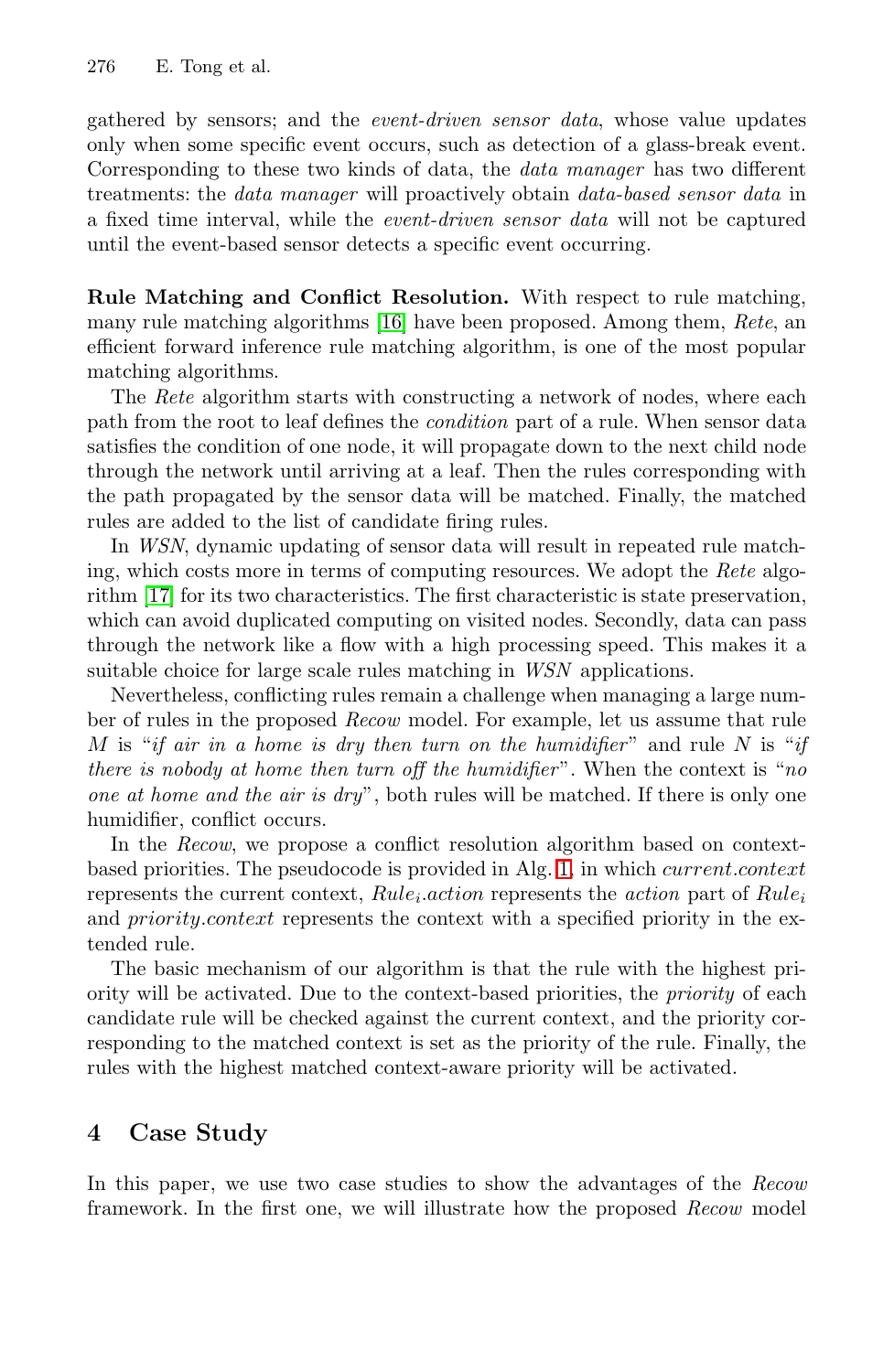gathered by sensors; and the *event-driven sensor data*, whose value updates only when some specific event occurs, such as detection of a glass-break event. Corresponding to these two kinds of data, the *data manager* has two different treatments: the *data manager* will proactively obtain *data-based sensor data* in a fixed time interval, while the *event-driven sensor data* will not be captured until the event-based sensor detects a specific event occurring.

**Rule Matching and Conflict Resolution.** With respect to rule matching, many rule matching algorithms [16] have been proposed. Among them, *Rete*, an efficient forward inference rule matching algorithm, is one of the most popular matching algorithms.

The *Rete* algorithm starts with constructing a network of nodes, where each path from the root to leaf defines the *condition* part of a rule. When sensor data satisfies the condition of one node, it will propagate down to the next child node through the network until arriving at a leaf. Then the rules corresponding with the path propagated by the sensor data will be matched. Finally, the matched rules are added to the list of candidate firing rules.

In *WSN*, dynamic updating of sensor data will result in repeated rule matching, which costs more in terms of computing resources. We adopt the *Rete* algorithm [17] for its two characteristics. The first characteristic is state preservation, which can avoid duplicated computing on visited nodes. Secondly, data can pass through the network like a flow with a high processing speed. This makes it a suitable choice for large scale rules matching in *WSN* applications.

Nevertheless, conflicting rules remain a challenge when managing a large number of rules in the proposed *Recow* model. For example, let us assume that rule $M$ is "*if air in a home is dry then turn on the humidifier*" and rule $N$ is "*if there is nobody at home then turn off the humidifier*". When the context is "*no one at home and the air is dry*", both rules will be matched. If there is only one humidifier, conflict occurs.

In the *Recow*, we propose a conflict resolution algorithm based on context-based priorities. The pseudocode is provided in Alg. 1, in which *current.context* represents the current context, $Rule_i.action$ represents the *action* part of $Rule_i$ and *priority.context* represents the context with a specified priority in the extended rule.

The basic mechanism of our algorithm is that the rule with the highest priority will be activated. Due to the context-based priorities, the *priority* of each candidate rule will be checked against the current context, and the priority corresponding to the matched context is set as the priority of the rule. Finally, the rules with the highest matched context-aware priority will be activated.

## 4 Case Study

In this paper, we use two case studies to show the advantages of the *Recow* framework. In the first one, we will illustrate how the proposed *Recow* model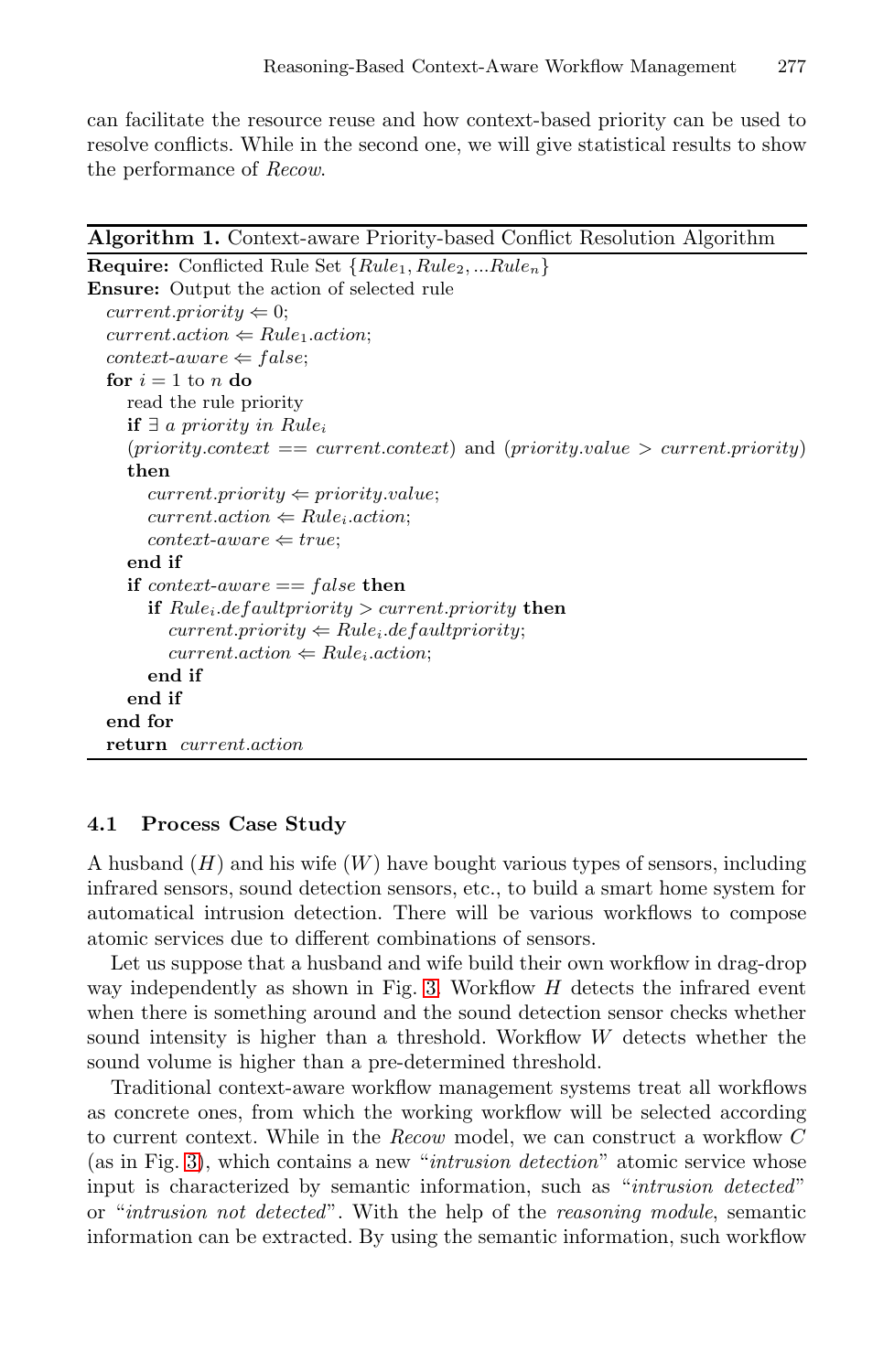can facilitate the resource reuse and how context-based priority can be used to resolve conflicts. While in the second one, we will give statistical results to show the performance of *Recow*.

**Algorithm 1.** Context-aware Priority-based Conflict Resolution Algorithm

```
Require: Conflicted Rule Set {Rule_1, Rule_2, ...Rule_n}
Ensure: Output the action of selected rule
  current.priority ⇐ 0;
  current.action ⇐ Rule_1.action;
  context-aware ⇐ false;
  for i = 1 to n do
    read the rule priority
    if ∃ a priority in Rule_i
    (priority.context == current.context) and (priority.value > current.priority)
    then
      current.priority ⇐ priority.value;
      current.action ⇐ Rule_i.action;
      context-aware ⇐ true;
    end if
    if context-aware == false then
      if Rule_i.defaultpriority > current.priority then
        current.priority ⇐ Rule_i.defaultpriority;
        current.action ⇐ Rule_i.action;
      end if
    end if
  end for
  return current.action
```

### 4.1 Process Case Study

A husband ($H$) and his wife ($W$) have bought various types of sensors, including infrared sensors, sound detection sensors, etc., to build a smart home system for automatical intrusion detection. There will be various workflows to compose atomic services due to different combinations of sensors.

Let us suppose that a husband and wife build their own workflow in drag-drop way independently as shown in Fig. 3. Workflow $H$ detects the infrared event when there is something around and the sound detection sensor checks whether sound intensity is higher than a threshold. Workflow $W$ detects whether the sound volume is higher than a pre-determined threshold.

Traditional context-aware workflow management systems treat all workflows as concrete ones, from which the working workflow will be selected according to current context. While in the *Recow* model, we can construct a workflow $C$ (as in Fig. 3), which contains a new "*intrusion detection*" atomic service whose input is characterized by semantic information, such as "*intrusion detected*" or "*intrusion not detected*". With the help of the *reasoning module*, semantic information can be extracted. By using the semantic information, such workflow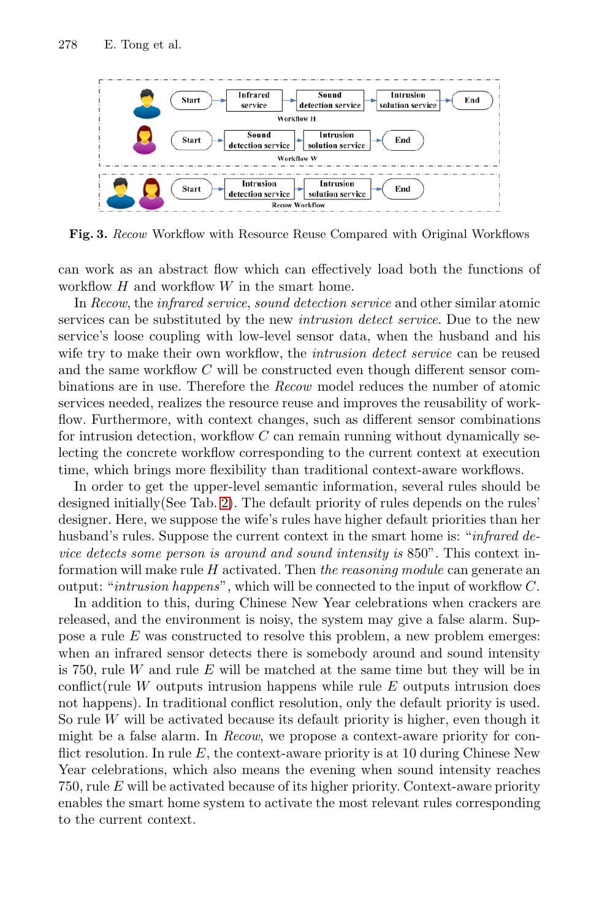Workflow H

Start → Infrared service → Sound detection service → Intrusion solution service → End

Workflow W

Start → Sound detection service → Intrusion solution service → End

Recow Workflow

Start → Intrusion detection service → Intrusion solution service → End

**Fig. 3.** *Recow* Workflow with Resource Reuse Compared with Original Workflows

can work as an abstract flow which can effectively load both the functions of workflow $H$ and workflow $W$ in the smart home.

In *Recow*, the *infrared service*, *sound detection service* and other similar atomic services can be substituted by the new *intrusion detect service*. Due to the new service's loose coupling with low-level sensor data, when the husband and his wife try to make their own workflow, the *intrusion detect service* can be reused and the same workflow $C$ will be constructed even though different sensor combinations are in use. Therefore the *Recow* model reduces the number of atomic services needed, realizes the resource reuse and improves the reusability of workflow. Furthermore, with context changes, such as different sensor combinations for intrusion detection, workflow $C$ can remain running without dynamically selecting the concrete workflow corresponding to the current context at execution time, which brings more flexibility than traditional context-aware workflows.

In order to get the upper-level semantic information, several rules should be designed initially(See Tab. 2). The default priority of rules depends on the rules' designer. Here, we suppose the wife's rules have higher default priorities than her husband's rules. Suppose the current context in the smart home is: "*infrared device detects some person is around and sound intensity is* 850". This context information will make rule $H$ activated. Then *the reasoning module* can generate an output: "*intrusion happens*", which will be connected to the input of workflow $C$.

In addition to this, during Chinese New Year celebrations when crackers are released, and the environment is noisy, the system may give a false alarm. Suppose a rule $E$ was constructed to resolve this problem, a new problem emerges: when an infrared sensor detects there is somebody around and sound intensity is 750, rule $W$ and rule $E$ will be matched at the same time but they will be in conflict(rule $W$ outputs intrusion happens while rule $E$ outputs intrusion does not happens). In traditional conflict resolution, only the default priority is used. So rule $W$ will be activated because its default priority is higher, even though it might be a false alarm. In *Recow*, we propose a context-aware priority for conflict resolution. In rule $E$, the context-aware priority is at 10 during Chinese New Year celebrations, which also means the evening when sound intensity reaches 750, rule $E$ will be activated because of its higher priority. Context-aware priority enables the smart home system to activate the most relevant rules corresponding to the current context.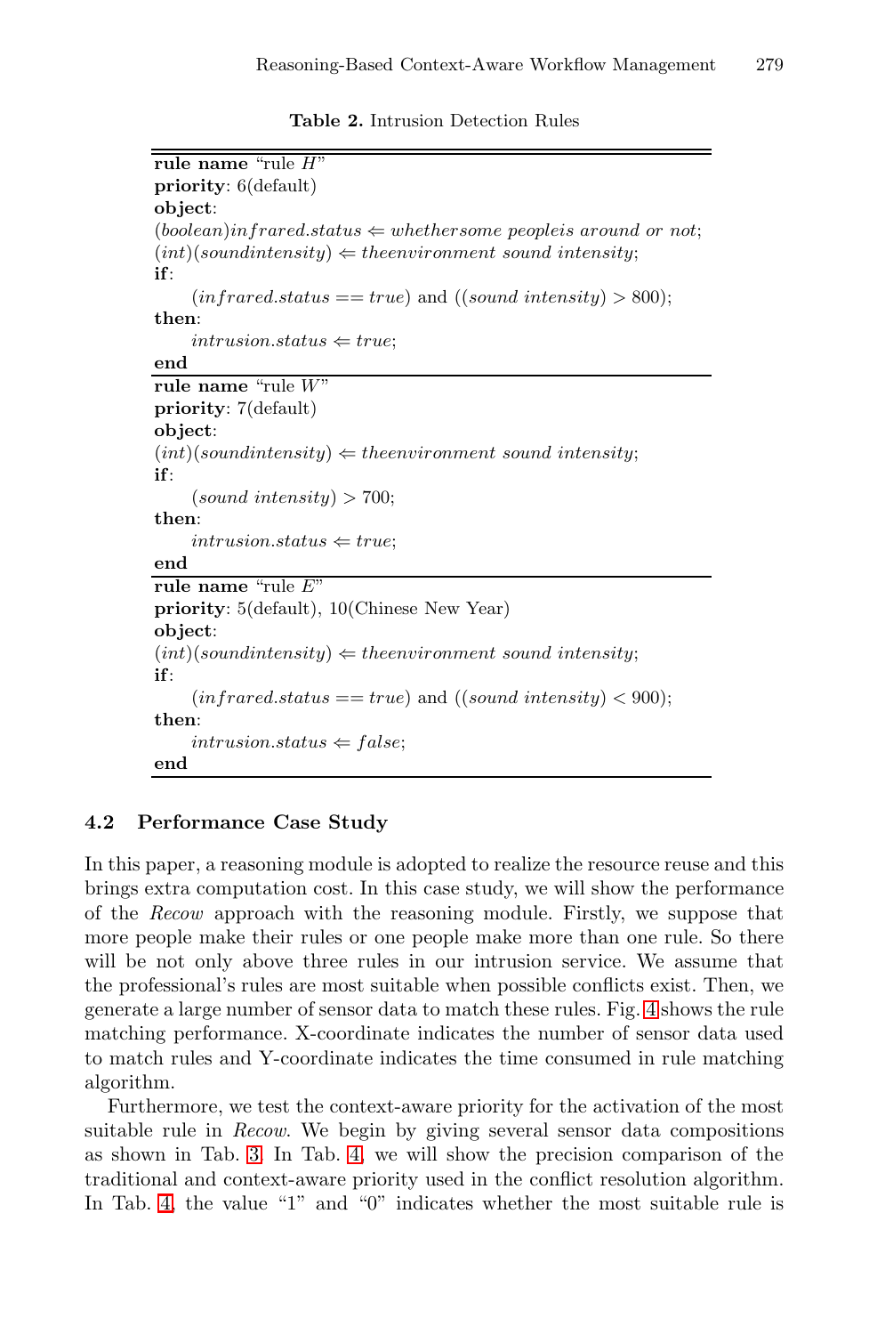**Table 2.** Intrusion Detection Rules

```
rule name "rule H"
priority: 6(default)
object:
(boolean)infrared.status ⇐ whethersome peopleis around or not;
(int)(soundintensity) ⇐ theenvironment sound intensity;
if:
    (infrared.status == true) and ((sound intensity) > 800);
then:
    intrusion.status ⇐ true;
end
```

```
rule name "rule W"
priority: 7(default)
object:
(int)(soundintensity) ⇐ theenvironment sound intensity;
if:
    (sound intensity) > 700;
then:
    intrusion.status ⇐ true;
end
```

```
rule name "rule E"
priority: 5(default), 10(Chinese New Year)
object:
(int)(soundintensity) ⇐ theenvironment sound intensity;
if:
    (infrared.status == true) and ((sound intensity) < 900);
then:
    intrusion.status ⇐ false;
end
```

### 4.2 Performance Case Study

In this paper, a reasoning module is adopted to realize the resource reuse and this brings extra computation cost. In this case study, we will show the performance of the *Recow* approach with the reasoning module. Firstly, we suppose that more people make their rules or one people make more than one rule. So there will be not only above three rules in our intrusion service. We assume that the professional's rules are most suitable when possible conflicts exist. Then, we generate a large number of sensor data to match these rules. Fig. 4 shows the rule matching performance. X-coordinate indicates the number of sensor data used to match rules and Y-coordinate indicates the time consumed in rule matching algorithm.

Furthermore, we test the context-aware priority for the activation of the most suitable rule in *Recow*. We begin by giving several sensor data compositions as shown in Tab. 3. In Tab. 4, we will show the precision comparison of the traditional and context-aware priority used in the conflict resolution algorithm. In Tab. 4, the value "1" and "0" indicates whether the most suitable rule is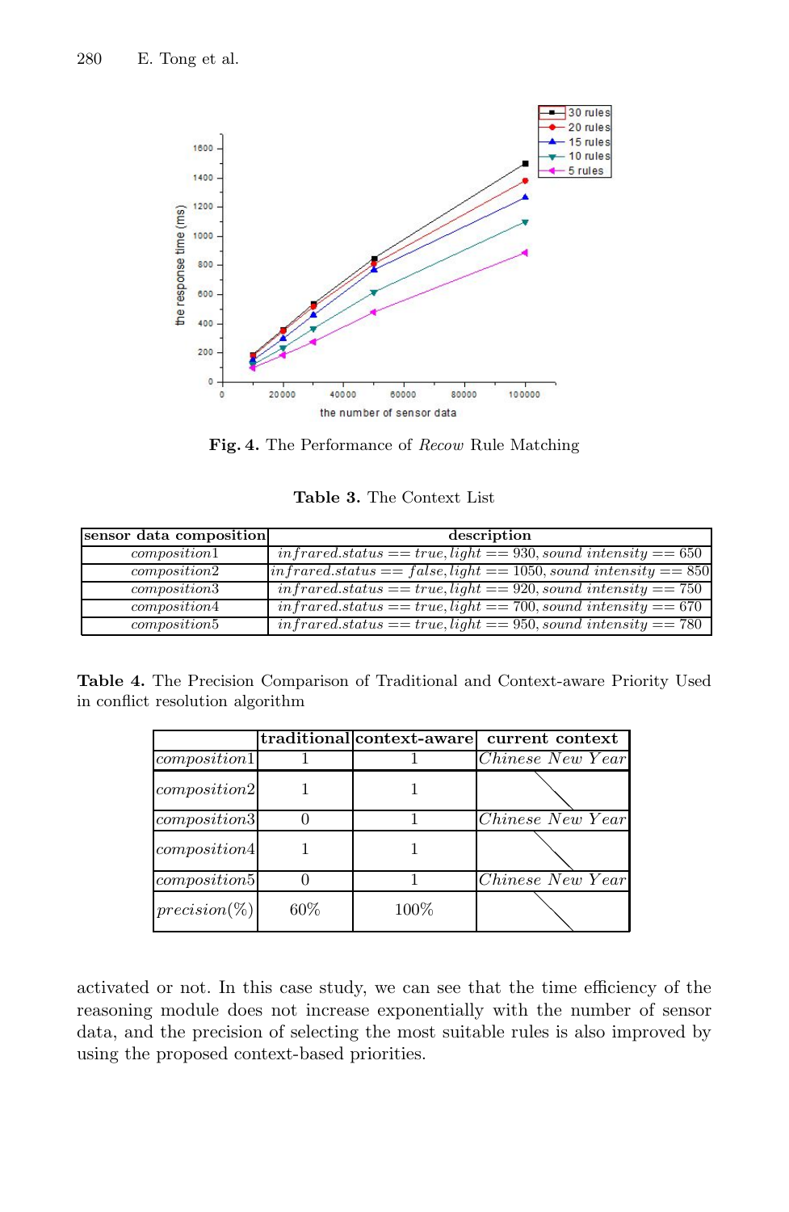**Fig. 4.** The Performance of *Recow* Rule Matching

**Table 3.** The Context List

| sensor data composition | description |
|---|---|
| *composition*1 | $infrared.status == true, light == 930, sound\ intensity == 650$ |
| *composition*2 | $infrared.status == false, light == 1050, sound\ intensity == 850$ |
| *composition*3 | $infrared.status == true, light == 920, sound\ intensity == 750$ |
| *composition*4 | $infrared.status == true, light == 700, sound\ intensity == 670$ |
| *composition*5 | $infrared.status == true, light == 950, sound\ intensity == 780$ |

**Table 4.** The Precision Comparison of Traditional and Context-aware Priority Used in conflict resolution algorithm

| | traditional | context-aware | current context |
|---|---|---|---|
| *composition*1 | 1 | 1 | *Chinese New Year* |
| *composition*2 | 1 | 1 | |
| *composition*3 | 0 | 1 | *Chinese New Year* |
| *composition*4 | 1 | 1 | |
| *composition*5 | 0 | 1 | *Chinese New Year* |
| *precision*(%) | 60% | 100% | |

activated or not. In this case study, we can see that the time efficiency of the reasoning module does not increase exponentially with the number of sensor data, and the precision of selecting the most suitable rules is also improved by using the proposed context-based priorities.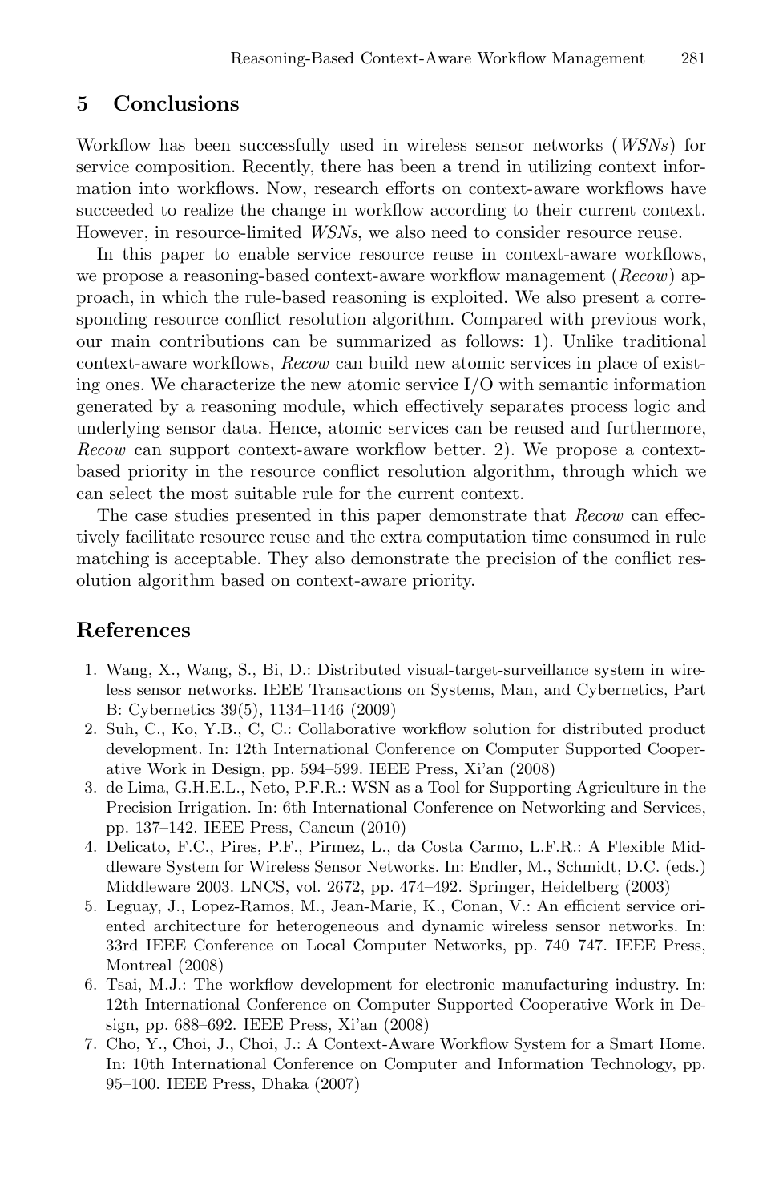## 5 Conclusions

Workflow has been successfully used in wireless sensor networks (*WSNs*) for service composition. Recently, there has been a trend in utilizing context information into workflows. Now, research efforts on context-aware workflows have succeeded to realize the change in workflow according to their current context. However, in resource-limited *WSNs*, we also need to consider resource reuse.

In this paper to enable service resource reuse in context-aware workflows, we propose a reasoning-based context-aware workflow management (*Recow*) approach, in which the rule-based reasoning is exploited. We also present a corresponding resource conflict resolution algorithm. Compared with previous work, our main contributions can be summarized as follows: 1). Unlike traditional context-aware workflows, *Recow* can build new atomic services in place of existing ones. We characterize the new atomic service I/O with semantic information generated by a reasoning module, which effectively separates process logic and underlying sensor data. Hence, atomic services can be reused and furthermore, *Recow* can support context-aware workflow better. 2). We propose a context-based priority in the resource conflict resolution algorithm, through which we can select the most suitable rule for the current context.

The case studies presented in this paper demonstrate that *Recow* can effectively facilitate resource reuse and the extra computation time consumed in rule matching is acceptable. They also demonstrate the precision of the conflict resolution algorithm based on context-aware priority.

## References

1. Wang, X., Wang, S., Bi, D.: Distributed visual-target-surveillance system in wireless sensor networks. IEEE Transactions on Systems, Man, and Cybernetics, Part B: Cybernetics 39(5), 1134–1146 (2009)
2. Suh, C., Ko, Y.B., C, C.: Collaborative workflow solution for distributed product development. In: 12th International Conference on Computer Supported Cooperative Work in Design, pp. 594–599. IEEE Press, Xi'an (2008)
3. de Lima, G.H.E.L., Neto, P.F.R.: WSN as a Tool for Supporting Agriculture in the Precision Irrigation. In: 6th International Conference on Networking and Services, pp. 137–142. IEEE Press, Cancun (2010)
4. Delicato, F.C., Pires, P.F., Pirmez, L., da Costa Carmo, L.F.R.: A Flexible Middleware System for Wireless Sensor Networks. In: Endler, M., Schmidt, D.C. (eds.) Middleware 2003. LNCS, vol. 2672, pp. 474–492. Springer, Heidelberg (2003)
5. Leguay, J., Lopez-Ramos, M., Jean-Marie, K., Conan, V.: An efficient service oriented architecture for heterogeneous and dynamic wireless sensor networks. In: 33rd IEEE Conference on Local Computer Networks, pp. 740–747. IEEE Press, Montreal (2008)
6. Tsai, M.J.: The workflow development for electronic manufacturing industry. In: 12th International Conference on Computer Supported Cooperative Work in Design, pp. 688–692. IEEE Press, Xi'an (2008)
7. Cho, Y., Choi, J., Choi, J.: A Context-Aware Workflow System for a Smart Home. In: 10th International Conference on Computer and Information Technology, pp. 95–100. IEEE Press, Dhaka (2007)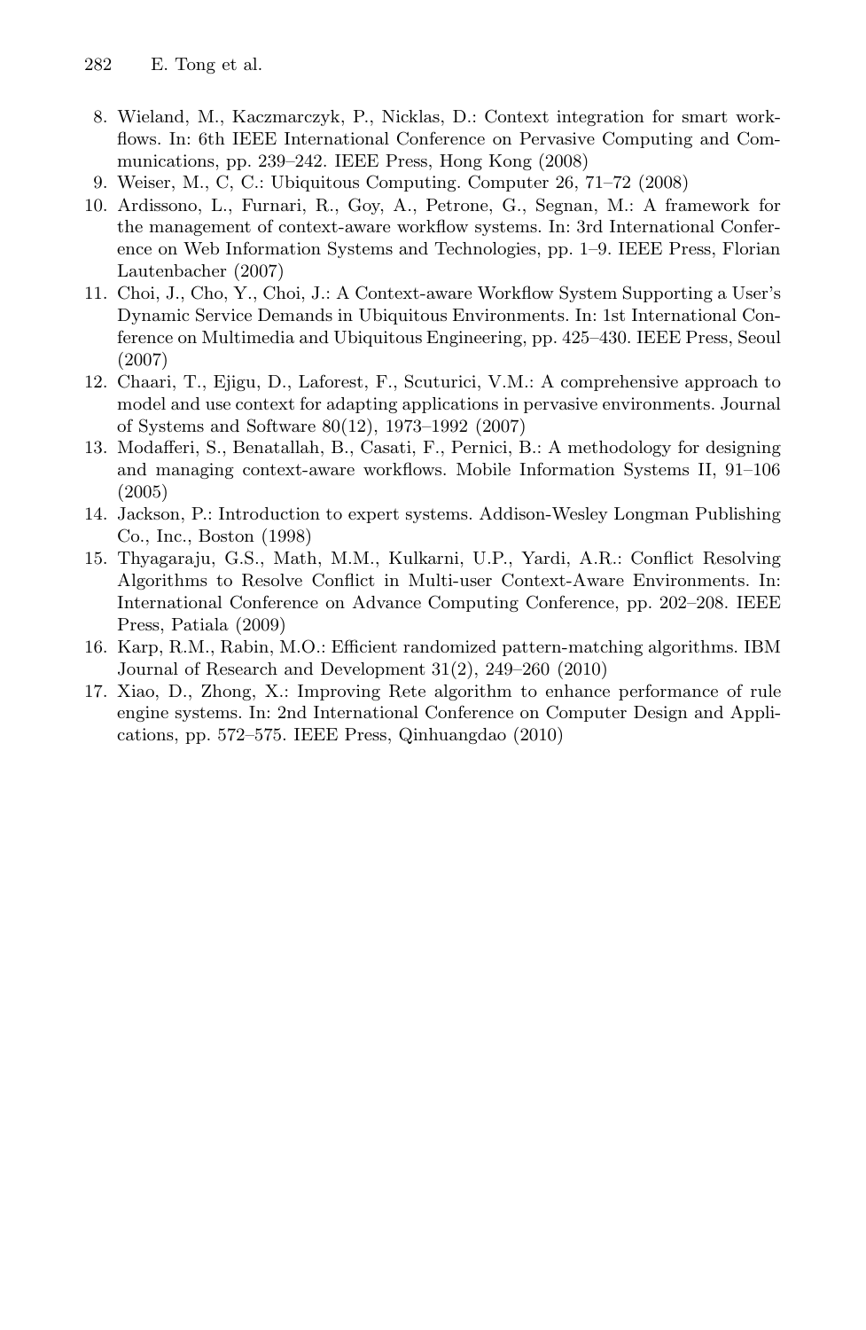8. Wieland, M., Kaczmarczyk, P., Nicklas, D.: Context integration for smart workflows. In: 6th IEEE International Conference on Pervasive Computing and Communications, pp. 239–242. IEEE Press, Hong Kong (2008)
9. Weiser, M., C, C.: Ubiquitous Computing. Computer 26, 71–72 (2008)
10. Ardissono, L., Furnari, R., Goy, A., Petrone, G., Segnan, M.: A framework for the management of context-aware workflow systems. In: 3rd International Conference on Web Information Systems and Technologies, pp. 1–9. IEEE Press, Florian Lautenbacher (2007)
11. Choi, J., Cho, Y., Choi, J.: A Context-aware Workflow System Supporting a User's Dynamic Service Demands in Ubiquitous Environments. In: 1st International Conference on Multimedia and Ubiquitous Engineering, pp. 425–430. IEEE Press, Seoul (2007)
12. Chaari, T., Ejigu, D., Laforest, F., Scuturici, V.M.: A comprehensive approach to model and use context for adapting applications in pervasive environments. Journal of Systems and Software 80(12), 1973–1992 (2007)
13. Modafferi, S., Benatallah, B., Casati, F., Pernici, B.: A methodology for designing and managing context-aware workflows. Mobile Information Systems II, 91–106 (2005)
14. Jackson, P.: Introduction to expert systems. Addison-Wesley Longman Publishing Co., Inc., Boston (1998)
15. Thyagaraju, G.S., Math, M.M., Kulkarni, U.P., Yardi, A.R.: Conflict Resolving Algorithms to Resolve Conflict in Multi-user Context-Aware Environments. In: International Conference on Advance Computing Conference, pp. 202–208. IEEE Press, Patiala (2009)
16. Karp, R.M., Rabin, M.O.: Efficient randomized pattern-matching algorithms. IBM Journal of Research and Development 31(2), 249–260 (2010)
17. Xiao, D., Zhong, X.: Improving Rete algorithm to enhance performance of rule engine systems. In: 2nd International Conference on Computer Design and Applications, pp. 572–575. IEEE Press, Qinhuangdao (2010)